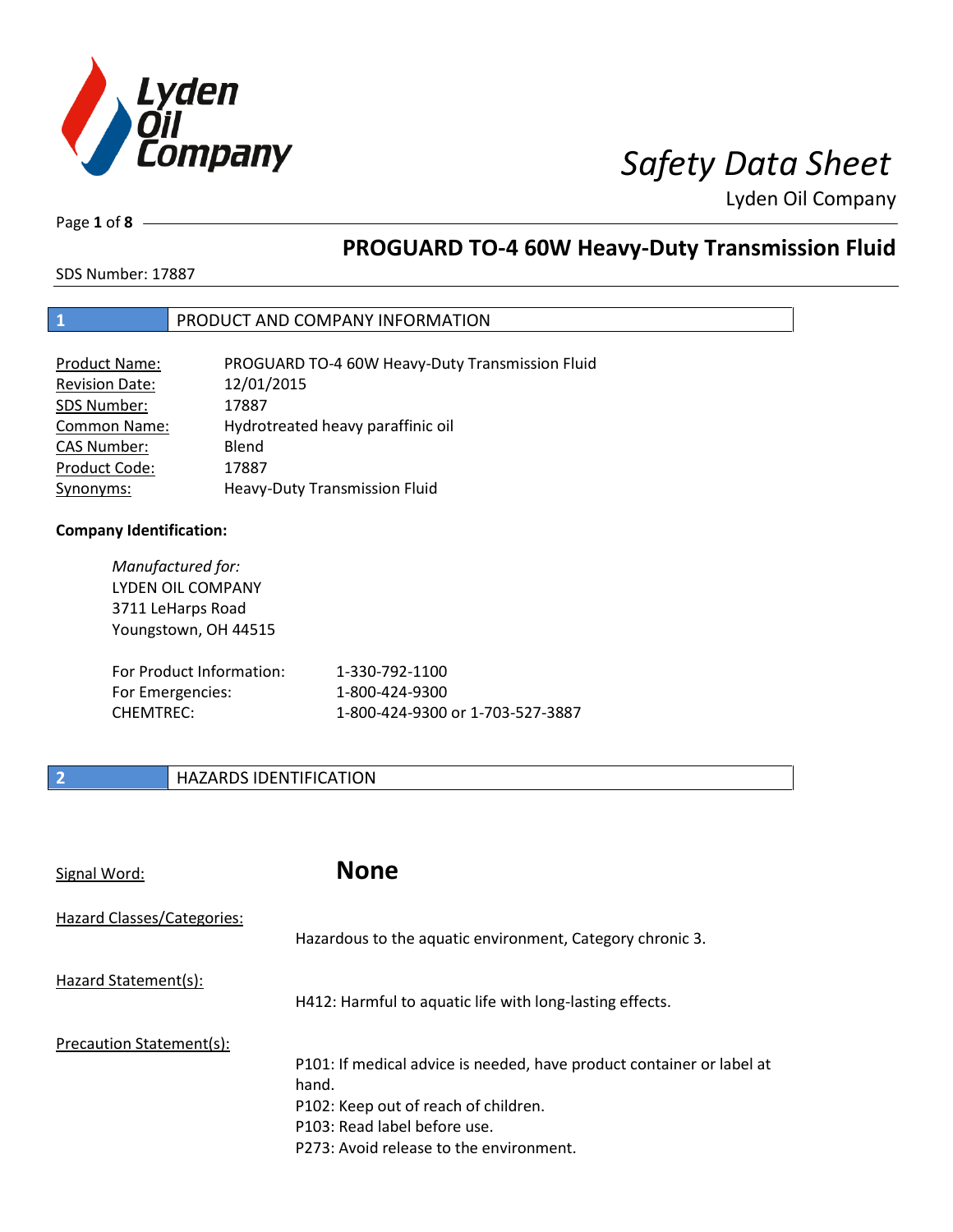# Safety Data Sheet

Lyden Oil Company

## PROGUARD TO-4 60W Heavy-Duty Transmission Fluid

SDS Number: 17887

## 1 PRODUCT AND COMPANY INFORMATION

| | |
|---|---|
| Product Name: | PROGUARD TO-4 60W Heavy-Duty Transmission Fluid |
| Revision Date: | 12/01/2015 |
| SDS Number: | 17887 |
| Common Name: | Hydrotreated heavy paraffinic oil |
| CAS Number: | Blend |
| Product Code: | 17887 |
| Synonyms: | Heavy-Duty Transmission Fluid |

**Company Identification:**

*Manufactured for:*
LYDEN OIL COMPANY
3711 LeHarps Road
Youngstown, OH 44515

| | |
|---|---|
| For Product Information: | 1-330-792-1100 |
| For Emergencies: | 1-800-424-9300 |
| CHEMTREC: | 1-800-424-9300 or 1-703-527-3887 |

## 2 HAZARDS IDENTIFICATION

Signal Word: **None**

Hazard Classes/Categories:
Hazardous to the aquatic environment, Category chronic 3.

Hazard Statement(s):
H412: Harmful to aquatic life with long-lasting effects.

Precaution Statement(s):
P101: If medical advice is needed, have product container or label at hand.
P102: Keep out of reach of children.
P103: Read label before use.
P273: Avoid release to the environment.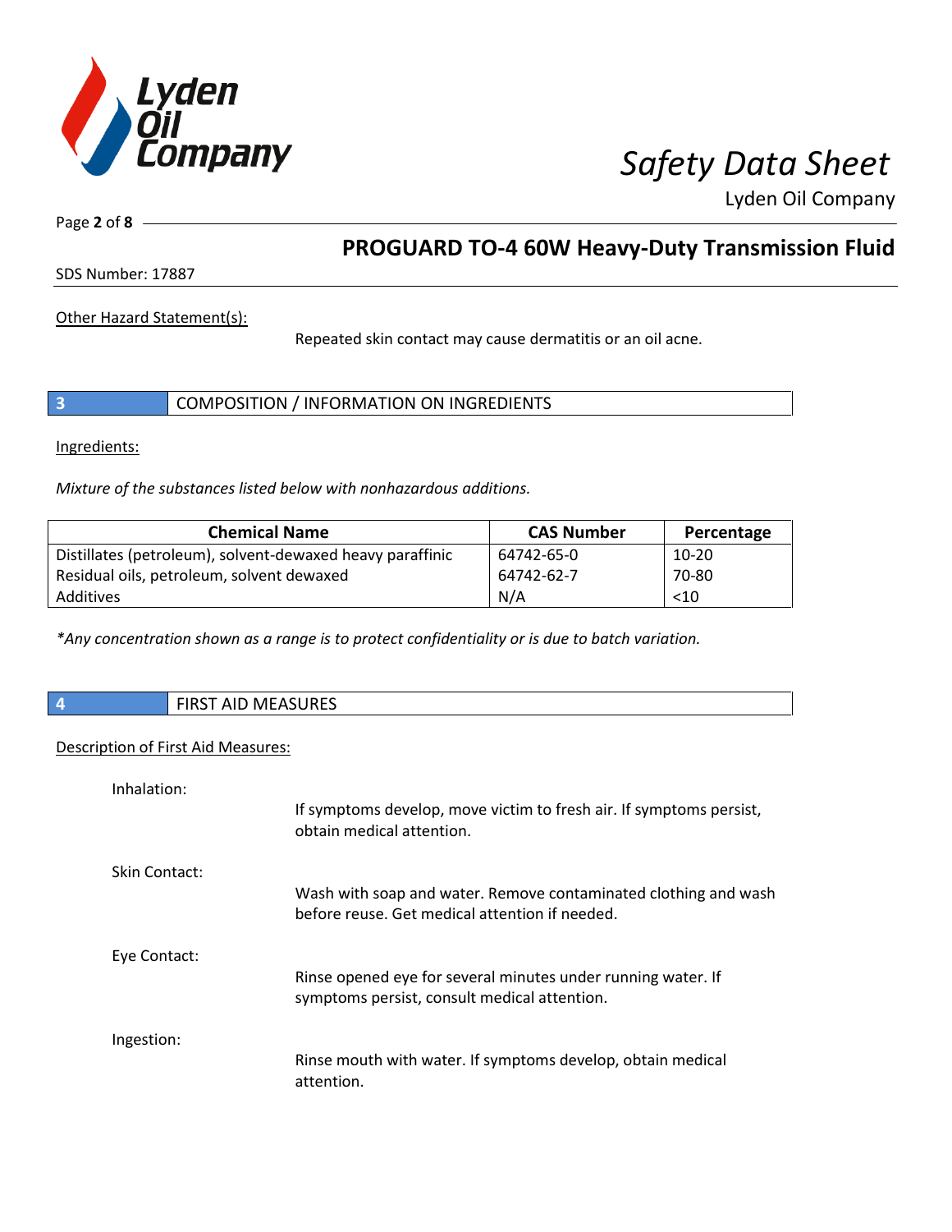Other Hazard Statement(s):

Repeated skin contact may cause dermatitis or an oil acne.

## 3 COMPOSITION / INFORMATION ON INGREDIENTS

Ingredients:

*Mixture of the substances listed below with nonhazardous additions.*

| Chemical Name | CAS Number | Percentage |
|---|---|---|
| Distillates (petroleum), solvent-dewaxed heavy paraffinic | 64742-65-0 | 10-20 |
| Residual oils, petroleum, solvent dewaxed | 64742-62-7 | 70-80 |
| Additives | N/A | <10 |

*\*Any concentration shown as a range is to protect confidentiality or is due to batch variation.*

## 4 FIRST AID MEASURES

Description of First Aid Measures:

Inhalation:

If symptoms develop, move victim to fresh air. If symptoms persist, obtain medical attention.

Skin Contact:

Wash with soap and water. Remove contaminated clothing and wash before reuse. Get medical attention if needed.

Eye Contact:

Rinse opened eye for several minutes under running water. If symptoms persist, consult medical attention.

Ingestion:

Rinse mouth with water. If symptoms develop, obtain medical attention.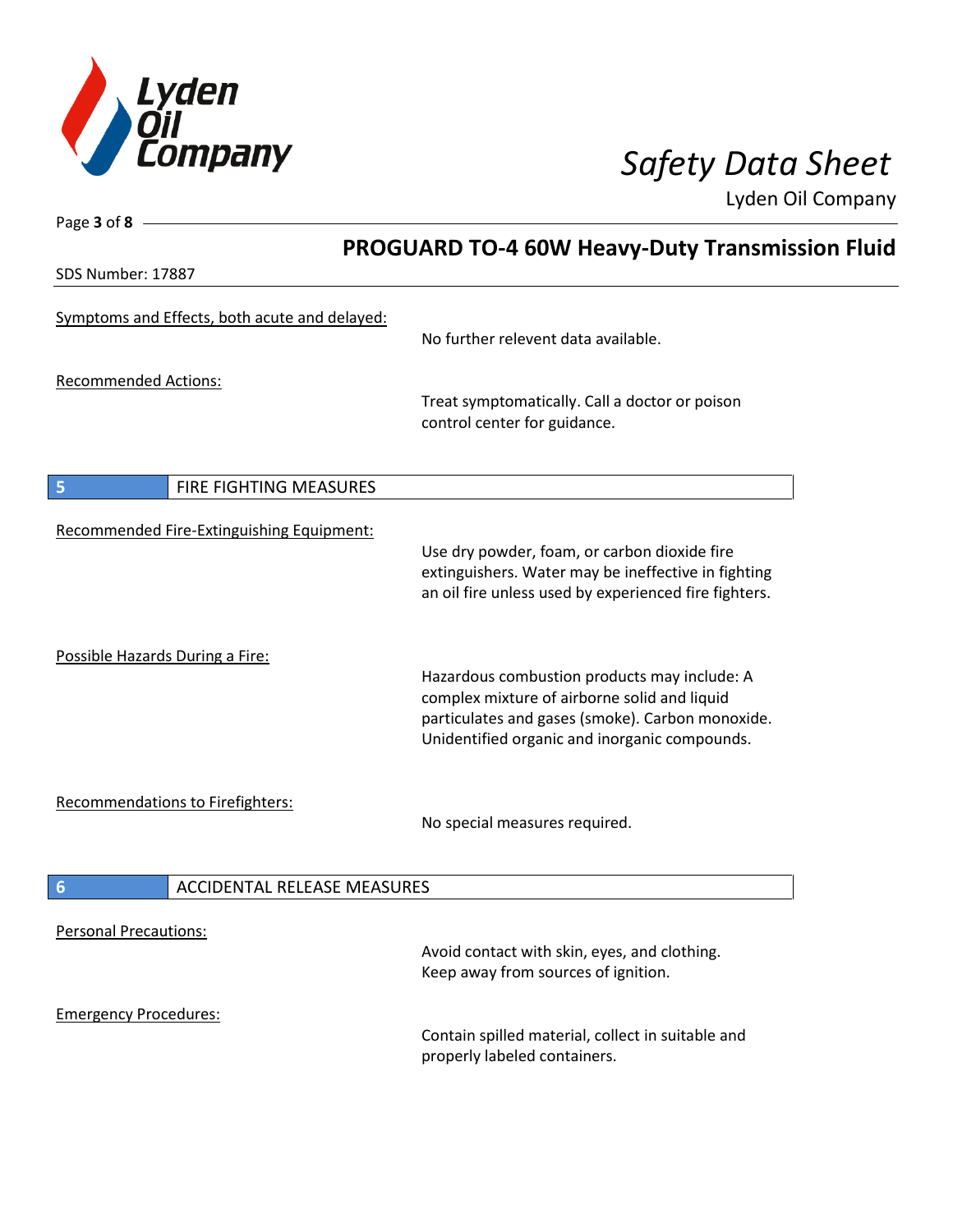Symptoms and Effects, both acute and delayed:

No further relevent data available.

Recommended Actions:

Treat symptomatically. Call a doctor or poison control center for guidance.

## 5 FIRE FIGHTING MEASURES

Recommended Fire-Extinguishing Equipment:

Use dry powder, foam, or carbon dioxide fire extinguishers. Water may be ineffective in fighting an oil fire unless used by experienced fire fighters.

Possible Hazards During a Fire:

Hazardous combustion products may include: A complex mixture of airborne solid and liquid particulates and gases (smoke). Carbon monoxide. Unidentified organic and inorganic compounds.

Recommendations to Firefighters:

No special measures required.

## 6 ACCIDENTAL RELEASE MEASURES

Personal Precautions:

Avoid contact with skin, eyes, and clothing. Keep away from sources of ignition.

Emergency Procedures:

Contain spilled material, collect in suitable and properly labeled containers.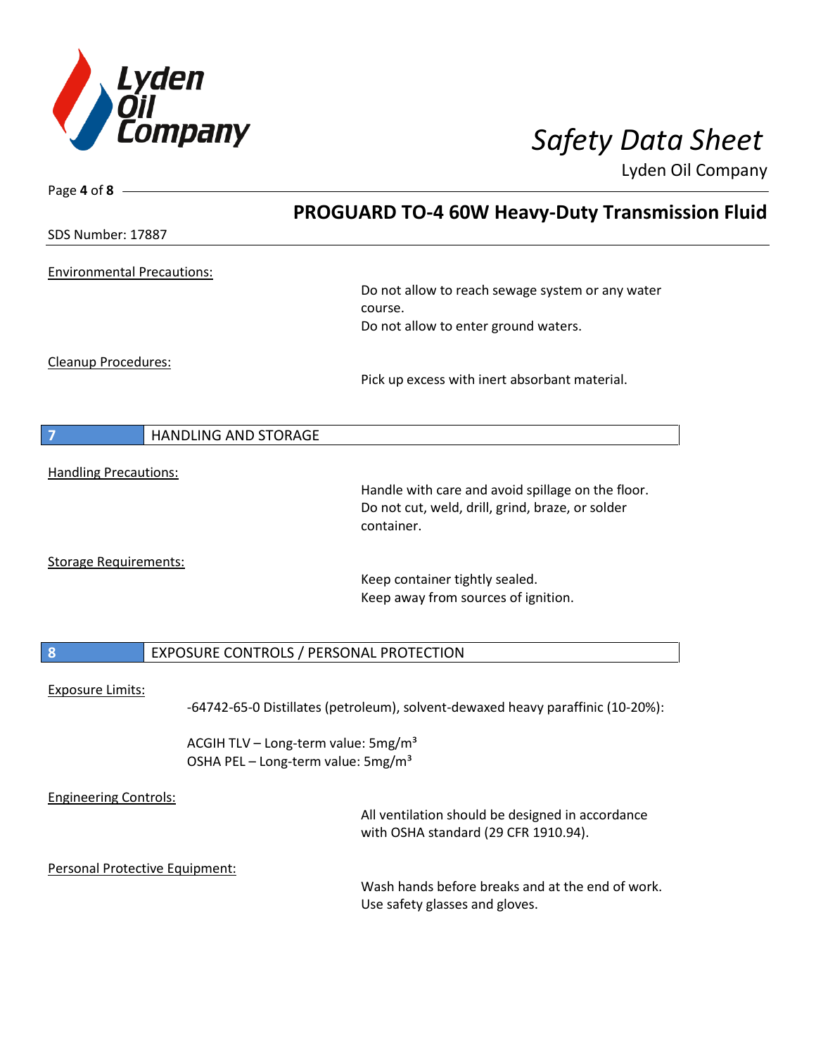Environmental Precautions:

Do not allow to reach sewage system or any water course.
Do not allow to enter ground waters.

Cleanup Procedures:

Pick up excess with inert absorbant material.

## 7 HANDLING AND STORAGE

Handling Precautions:

Handle with care and avoid spillage on the floor.
Do not cut, weld, drill, grind, braze, or solder container.

Storage Requirements:

Keep container tightly sealed.
Keep away from sources of ignition.

## 8 EXPOSURE CONTROLS / PERSONAL PROTECTION

Exposure Limits:

-64742-65-0 Distillates (petroleum), solvent-dewaxed heavy paraffinic (10-20%):

ACGIH TLV – Long-term value: 5mg/m³
OSHA PEL – Long-term value: 5mg/m³

Engineering Controls:

All ventilation should be designed in accordance with OSHA standard (29 CFR 1910.94).

Personal Protective Equipment:

Wash hands before breaks and at the end of work.
Use safety glasses and gloves.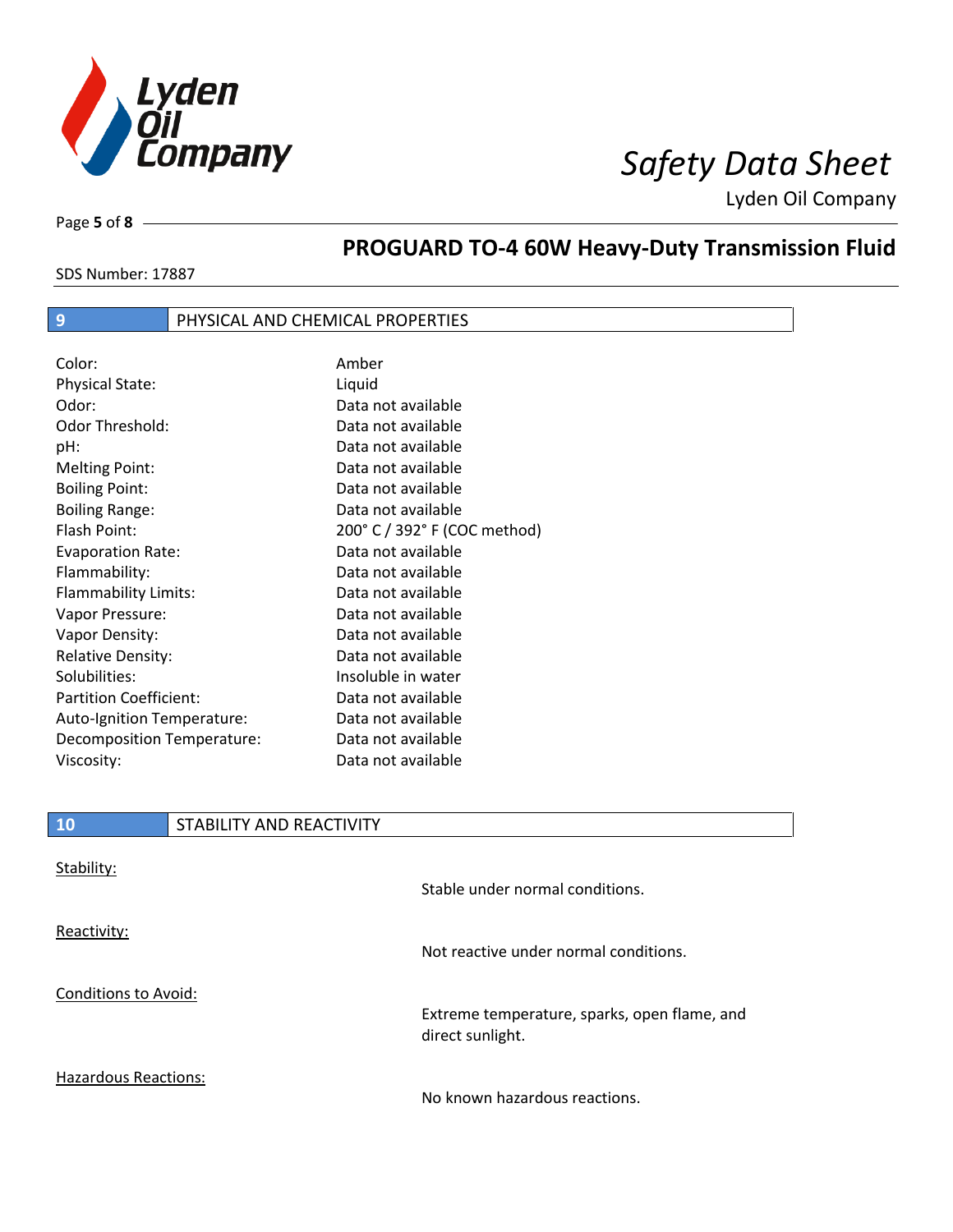## PROGUARD TO-4 60W Heavy-Duty Transmission Fluid

SDS Number: 17887

## 9 PHYSICAL AND CHEMICAL PROPERTIES

| Property | Value |
|---|---|
| Color: | Amber |
| Physical State: | Liquid |
| Odor: | Data not available |
| Odor Threshold: | Data not available |
| pH: | Data not available |
| Melting Point: | Data not available |
| Boiling Point: | Data not available |
| Boiling Range: | Data not available |
| Flash Point: | 200° C / 392° F (COC method) |
| Evaporation Rate: | Data not available |
| Flammability: | Data not available |
| Flammability Limits: | Data not available |
| Vapor Pressure: | Data not available |
| Vapor Density: | Data not available |
| Relative Density: | Data not available |
| Solubilities: | Insoluble in water |
| Partition Coefficient: | Data not available |
| Auto-Ignition Temperature: | Data not available |
| Decomposition Temperature: | Data not available |
| Viscosity: | Data not available |

## 10 STABILITY AND REACTIVITY

Stability:

Stable under normal conditions.

Reactivity:

Not reactive under normal conditions.

Conditions to Avoid:

Extreme temperature, sparks, open flame, and direct sunlight.

Hazardous Reactions:

No known hazardous reactions.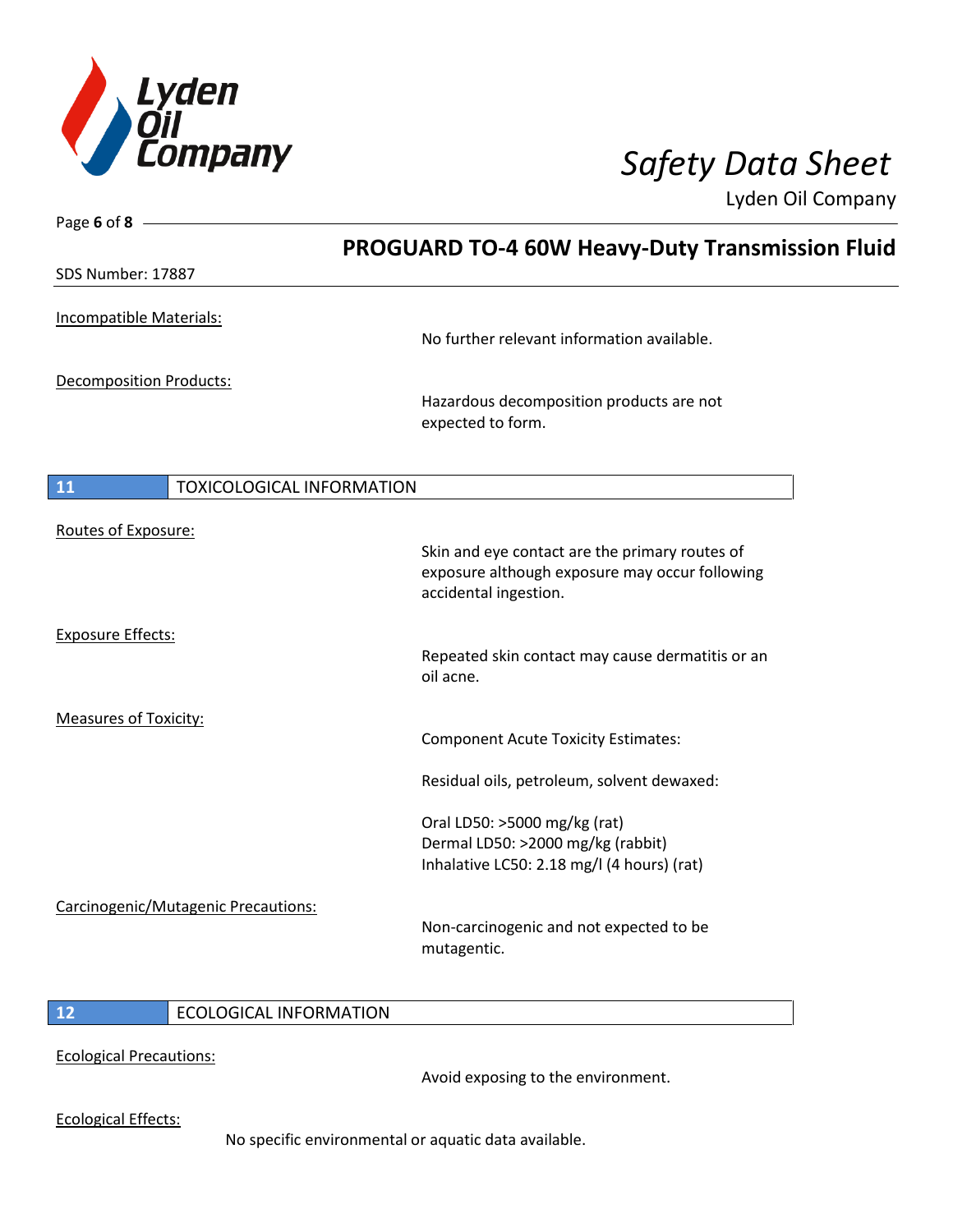Incompatible Materials:

No further relevant information available.

Decomposition Products:

Hazardous decomposition products are not expected to form.

## 11 TOXICOLOGICAL INFORMATION

Routes of Exposure:

Skin and eye contact are the primary routes of exposure although exposure may occur following accidental ingestion.

Exposure Effects:

Repeated skin contact may cause dermatitis or an oil acne.

Measures of Toxicity:

Component Acute Toxicity Estimates:

Residual oils, petroleum, solvent dewaxed:

Oral LD50: >5000 mg/kg (rat)
Dermal LD50: >2000 mg/kg (rabbit)
Inhalative LC50: 2.18 mg/l (4 hours) (rat)

Carcinogenic/Mutagenic Precautions:

Non-carcinogenic and not expected to be mutagentic.

## 12 ECOLOGICAL INFORMATION

Ecological Precautions:

Avoid exposing to the environment.

Ecological Effects:

No specific environmental or aquatic data available.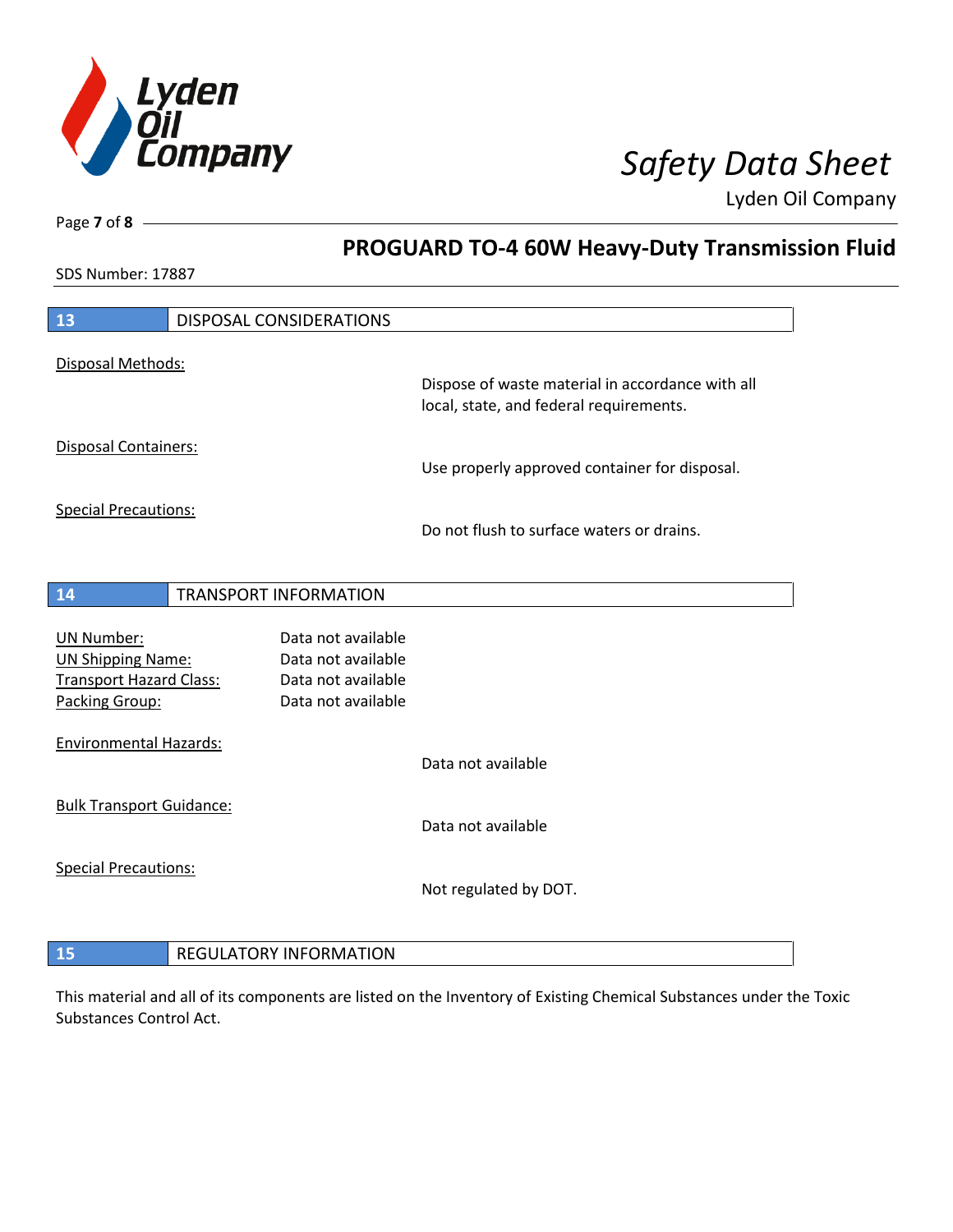## 13 DISPOSAL CONSIDERATIONS

Disposal Methods:

Dispose of waste material in accordance with all local, state, and federal requirements.

Disposal Containers:

Use properly approved container for disposal.

Special Precautions:

Do not flush to surface waters or drains.

## 14 TRANSPORT INFORMATION

| | |
|---|---|
| UN Number: | Data not available |
| UN Shipping Name: | Data not available |
| Transport Hazard Class: | Data not available |
| Packing Group: | Data not available |

Environmental Hazards:

Data not available

Bulk Transport Guidance:

Data not available

Special Precautions:

Not regulated by DOT.

## 15 REGULATORY INFORMATION

This material and all of its components are listed on the Inventory of Existing Chemical Substances under the Toxic Substances Control Act.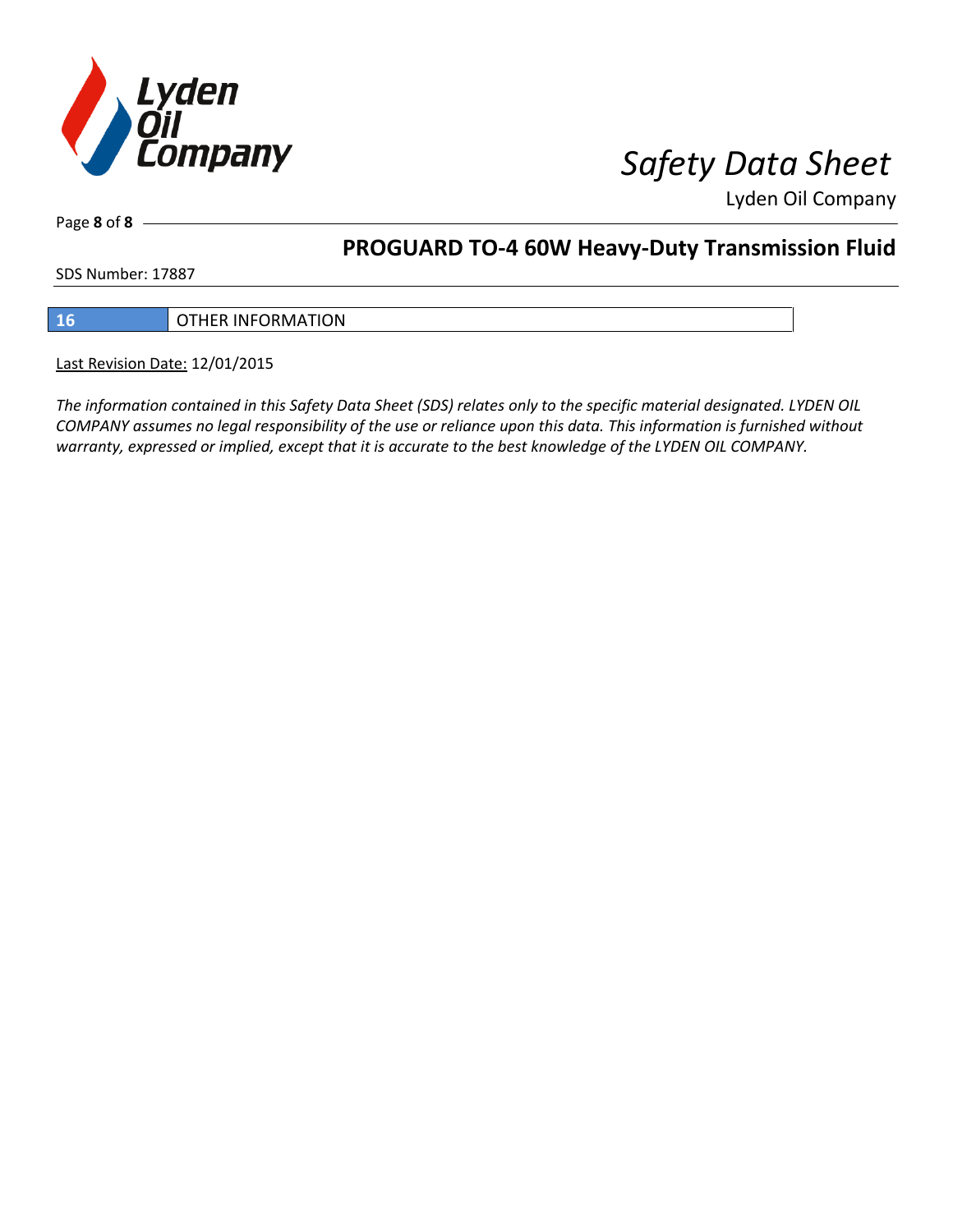## 16 OTHER INFORMATION

Last Revision Date: 12/01/2015

*The information contained in this Safety Data Sheet (SDS) relates only to the specific material designated. LYDEN OIL COMPANY assumes no legal responsibility of the use or reliance upon this data. This information is furnished without warranty, expressed or implied, except that it is accurate to the best knowledge of the LYDEN OIL COMPANY.*